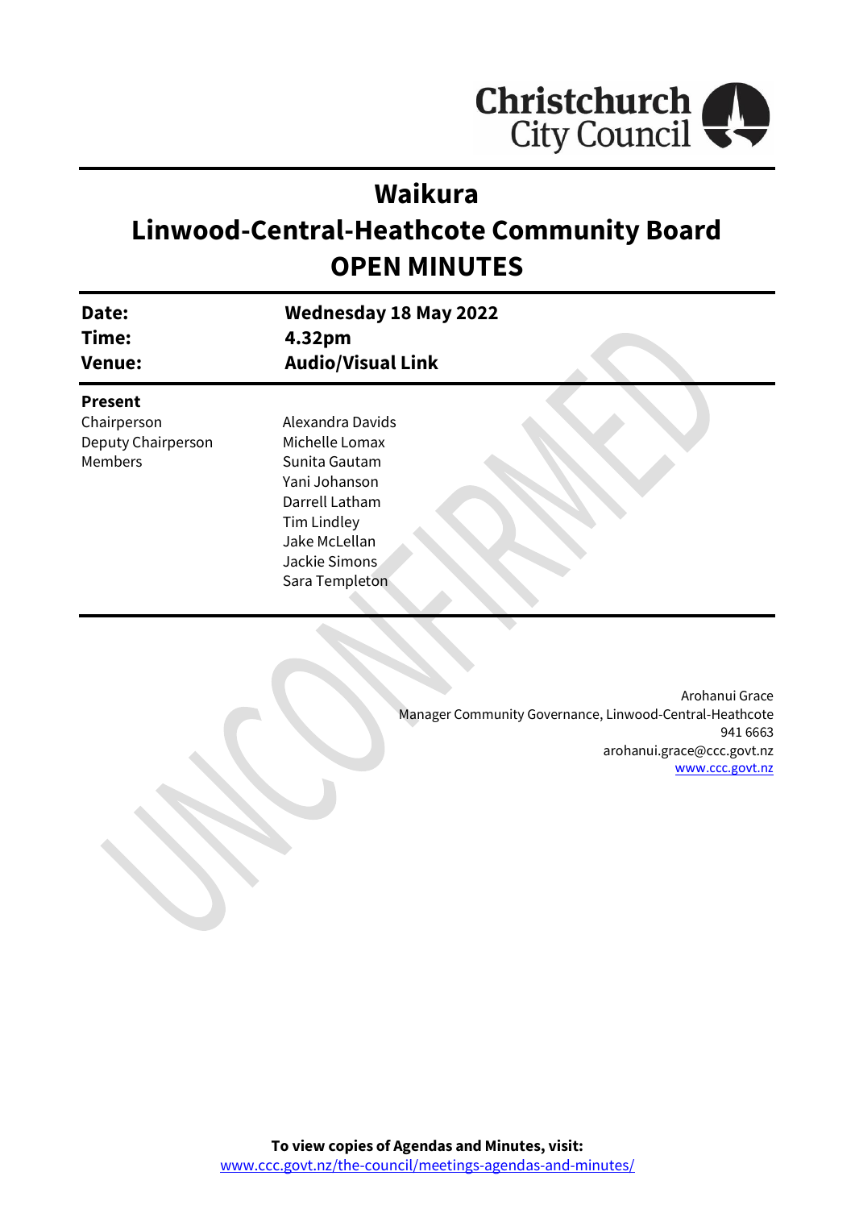# Waikura
# Linwood-Central-Heathcote Community Board
# OPEN MINUTES

| | |
|---|---|
| **Date:** | **Wednesday 18 May 2022** |
| **Time:** | **4.32pm** |
| **Venue:** | **Audio/Visual Link** |

**Present**

| | |
|---|---|
| Chairperson | Alexandra Davids |
| Deputy Chairperson | Michelle Lomax |
| Members | Sunita Gautam |
| | Yani Johanson |
| | Darrell Latham |
| | Tim Lindley |
| | Jake McLellan |
| | Jackie Simons |
| | Sara Templeton |

Arohanui Grace
Manager Community Governance, Linwood-Central-Heathcote
941 6663
arohanui.grace@ccc.govt.nz
www.ccc.govt.nz

**To view copies of Agendas and Minutes, visit:**
www.ccc.govt.nz/the-council/meetings-agendas-and-minutes/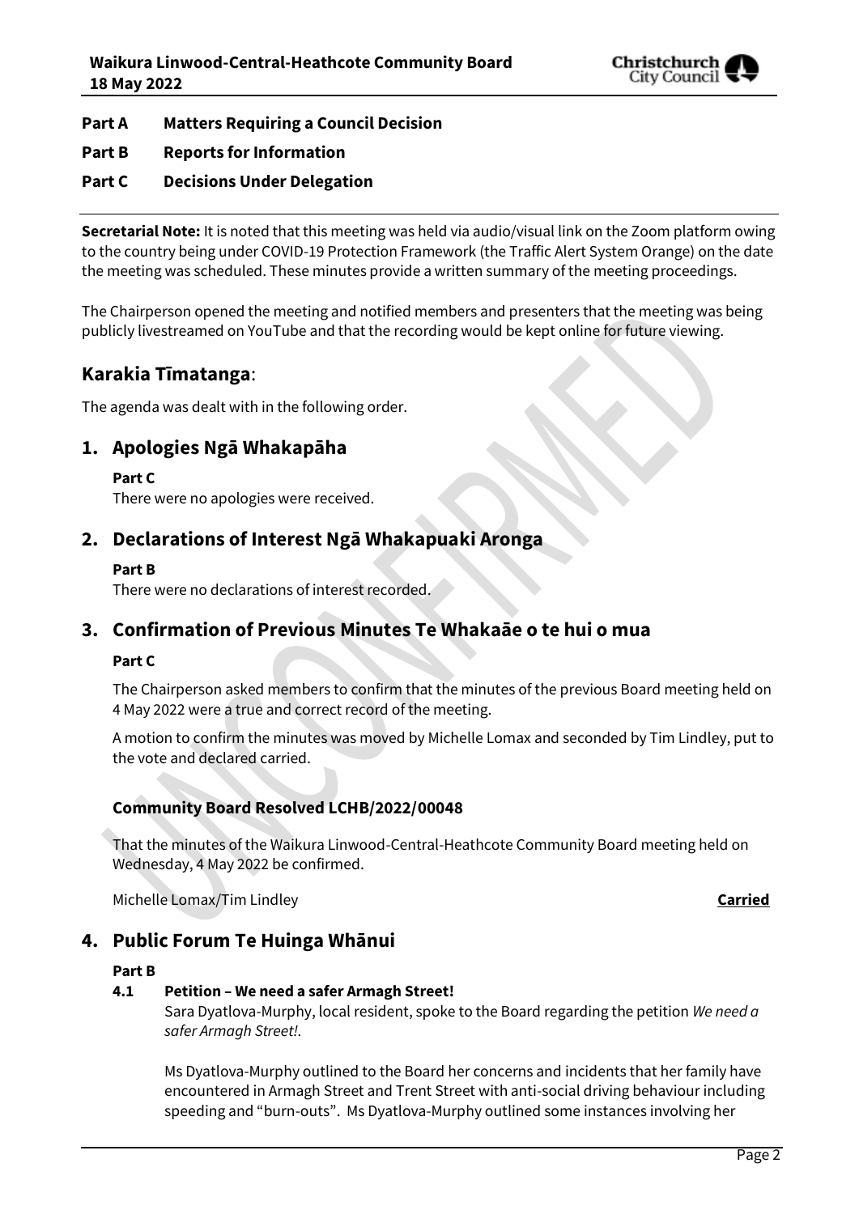**Part A Matters Requiring a Council Decision**

**Part B Reports for Information**

**Part C Decisions Under Delegation**

---

**Secretarial Note:** It is noted that this meeting was held via audio/visual link on the Zoom platform owing to the country being under COVID-19 Protection Framework (the Traffic Alert System Orange) on the date the meeting was scheduled. These minutes provide a written summary of the meeting proceedings.

The Chairperson opened the meeting and notified members and presenters that the meeting was being publicly livestreamed on YouTube and that the recording would be kept online for future viewing.

## Karakia Tīmatanga:

The agenda was dealt with in the following order.

## 1. Apologies Ngā Whakapāha

**Part C**

There were no apologies were received.

## 2. Declarations of Interest Ngā Whakapuaki Aronga

**Part B**

There were no declarations of interest recorded.

## 3. Confirmation of Previous Minutes Te Whakaāe o te hui o mua

**Part C**

The Chairperson asked members to confirm that the minutes of the previous Board meeting held on 4 May 2022 were a true and correct record of the meeting.

A motion to confirm the minutes was moved by Michelle Lomax and seconded by Tim Lindley, put to the vote and declared carried.

### Community Board Resolved LCHB/2022/00048

That the minutes of the Waikura Linwood-Central-Heathcote Community Board meeting held on Wednesday, 4 May 2022 be confirmed.

Michelle Lomax/Tim Lindley **Carried**

## 4. Public Forum Te Huinga Whānui

**Part B**

**4.1 Petition – We need a safer Armagh Street!**

Sara Dyatlova-Murphy, local resident, spoke to the Board regarding the petition *We need a safer Armagh Street!*.

Ms Dyatlova-Murphy outlined to the Board her concerns and incidents that her family have encountered in Armagh Street and Trent Street with anti-social driving behaviour including speeding and "burn-outs". Ms Dyatlova-Murphy outlined some instances involving her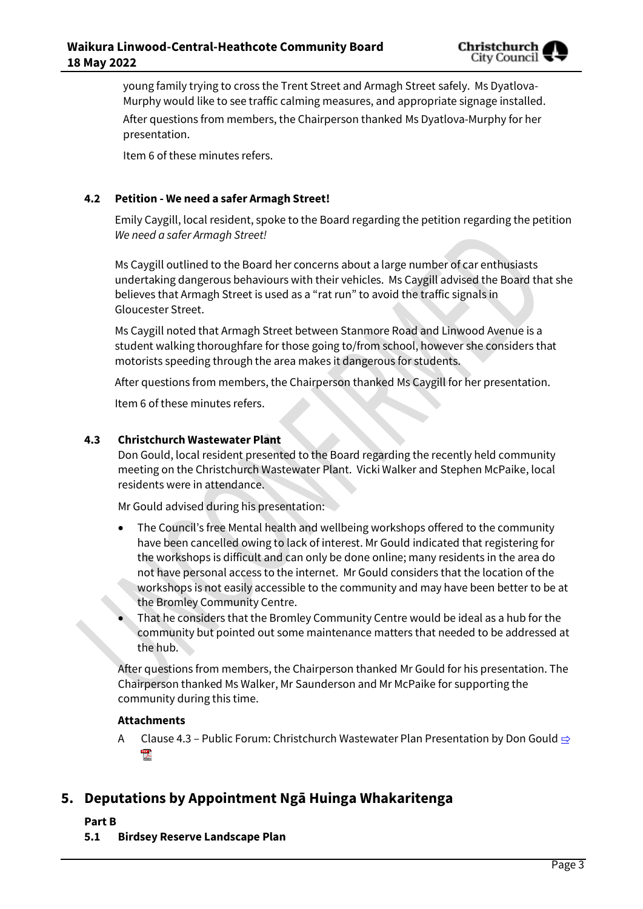young family trying to cross the Trent Street and Armagh Street safely. Ms Dyatlova-Murphy would like to see traffic calming measures, and appropriate signage installed.

After questions from members, the Chairperson thanked Ms Dyatlova-Murphy for her presentation.

Item 6 of these minutes refers.

### 4.2 Petition - We need a safer Armagh Street!

Emily Caygill, local resident, spoke to the Board regarding the petition regarding the petition *We need a safer Armagh Street!*

Ms Caygill outlined to the Board her concerns about a large number of car enthusiasts undertaking dangerous behaviours with their vehicles. Ms Caygill advised the Board that she believes that Armagh Street is used as a "rat run" to avoid the traffic signals in Gloucester Street.

Ms Caygill noted that Armagh Street between Stanmore Road and Linwood Avenue is a student walking thoroughfare for those going to/from school, however she considers that motorists speeding through the area makes it dangerous for students.

After questions from members, the Chairperson thanked Ms Caygill for her presentation.

Item 6 of these minutes refers.

### 4.3 Christchurch Wastewater Plant

Don Gould, local resident presented to the Board regarding the recently held community meeting on the Christchurch Wastewater Plant. Vicki Walker and Stephen McPaike, local residents were in attendance.

Mr Gould advised during his presentation:

- The Council's free Mental health and wellbeing workshops offered to the community have been cancelled owing to lack of interest. Mr Gould indicated that registering for the workshops is difficult and can only be done online; many residents in the area do not have personal access to the internet. Mr Gould considers that the location of the workshops is not easily accessible to the community and may have been better to be at the Bromley Community Centre.
- That he considers that the Bromley Community Centre would be ideal as a hub for the community but pointed out some maintenance matters that needed to be addressed at the hub.

After questions from members, the Chairperson thanked Mr Gould for his presentation. The Chairperson thanked Ms Walker, Mr Saunderson and Mr McPaike for supporting the community during this time.

**Attachments**

A Clause 4.3 – Public Forum: Christchurch Wastewater Plan Presentation by Don Gould ⇨

## 5. Deputations by Appointment Ngā Huinga Whakaritenga

**Part B**

### 5.1 Birdsey Reserve Landscape Plan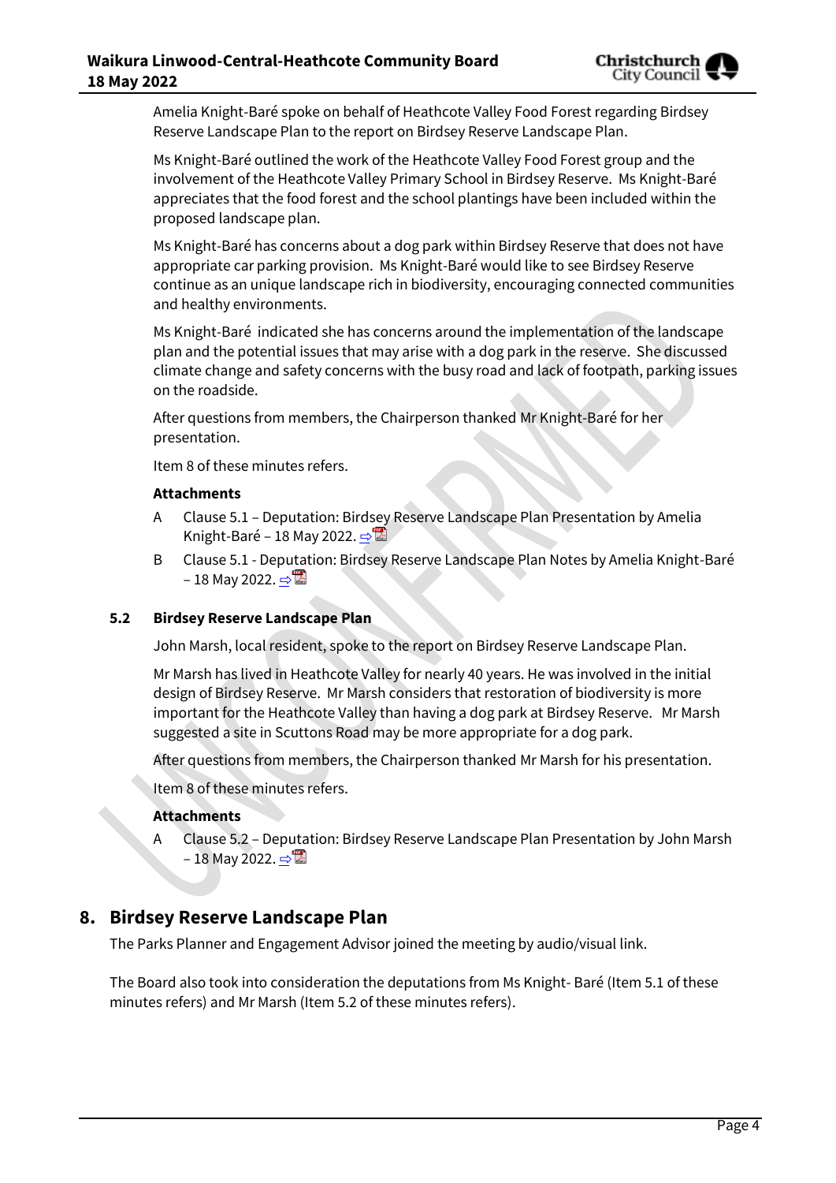Amelia Knight-Baré spoke on behalf of Heathcote Valley Food Forest regarding Birdsey Reserve Landscape Plan to the report on Birdsey Reserve Landscape Plan.

Ms Knight-Baré outlined the work of the Heathcote Valley Food Forest group and the involvement of the Heathcote Valley Primary School in Birdsey Reserve. Ms Knight-Baré appreciates that the food forest and the school plantings have been included within the proposed landscape plan.

Ms Knight-Baré has concerns about a dog park within Birdsey Reserve that does not have appropriate car parking provision. Ms Knight-Baré would like to see Birdsey Reserve continue as an unique landscape rich in biodiversity, encouraging connected communities and healthy environments.

Ms Knight-Baré indicated she has concerns around the implementation of the landscape plan and the potential issues that may arise with a dog park in the reserve. She discussed climate change and safety concerns with the busy road and lack of footpath, parking issues on the roadside.

After questions from members, the Chairperson thanked Mr Knight-Baré for her presentation.

Item 8 of these minutes refers.

**Attachments**

A Clause 5.1 – Deputation: Birdsey Reserve Landscape Plan Presentation by Amelia Knight-Baré – 18 May 2022. ⇨

B Clause 5.1 - Deputation: Birdsey Reserve Landscape Plan Notes by Amelia Knight-Baré – 18 May 2022. ⇨

### 5.2 Birdsey Reserve Landscape Plan

John Marsh, local resident, spoke to the report on Birdsey Reserve Landscape Plan.

Mr Marsh has lived in Heathcote Valley for nearly 40 years. He was involved in the initial design of Birdsey Reserve. Mr Marsh considers that restoration of biodiversity is more important for the Heathcote Valley than having a dog park at Birdsey Reserve. Mr Marsh suggested a site in Scuttons Road may be more appropriate for a dog park.

After questions from members, the Chairperson thanked Mr Marsh for his presentation.

Item 8 of these minutes refers.

**Attachments**

A Clause 5.2 – Deputation: Birdsey Reserve Landscape Plan Presentation by John Marsh – 18 May 2022. ⇨

## 8. Birdsey Reserve Landscape Plan

The Parks Planner and Engagement Advisor joined the meeting by audio/visual link.

The Board also took into consideration the deputations from Ms Knight- Baré (Item 5.1 of these minutes refers) and Mr Marsh (Item 5.2 of these minutes refers).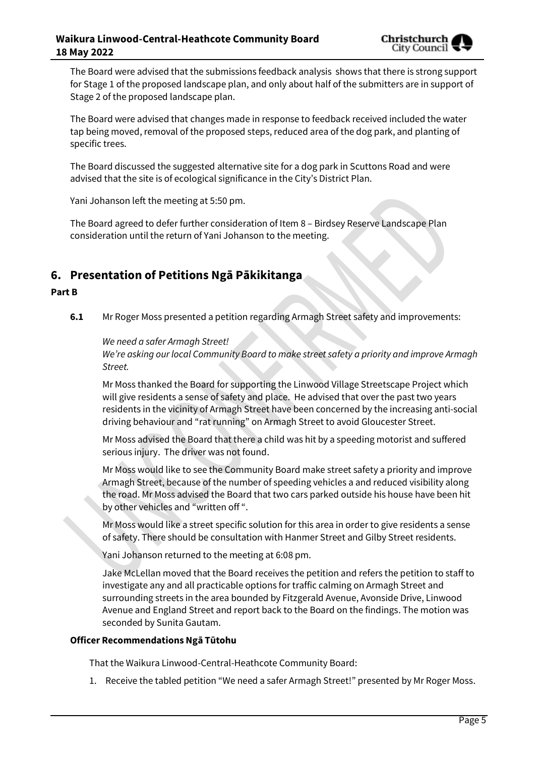The Board were advised that the submissions feedback analysis shows that there is strong support for Stage 1 of the proposed landscape plan, and only about half of the submitters are in support of Stage 2 of the proposed landscape plan.

The Board were advised that changes made in response to feedback received included the water tap being moved, removal of the proposed steps, reduced area of the dog park, and planting of specific trees.

The Board discussed the suggested alternative site for a dog park in Scuttons Road and were advised that the site is of ecological significance in the City's District Plan.

Yani Johanson left the meeting at 5:50 pm.

The Board agreed to defer further consideration of Item 8 – Birdsey Reserve Landscape Plan consideration until the return of Yani Johanson to the meeting.

## 6. Presentation of Petitions Ngā Pākikitanga

**Part B**

**6.1** Mr Roger Moss presented a petition regarding Armagh Street safety and improvements:

*We need a safer Armagh Street!*
*We're asking our local Community Board to make street safety a priority and improve Armagh Street.*

Mr Moss thanked the Board for supporting the Linwood Village Streetscape Project which will give residents a sense of safety and place. He advised that over the past two years residents in the vicinity of Armagh Street have been concerned by the increasing anti-social driving behaviour and "rat running" on Armagh Street to avoid Gloucester Street.

Mr Moss advised the Board that there a child was hit by a speeding motorist and suffered serious injury. The driver was not found.

Mr Moss would like to see the Community Board make street safety a priority and improve Armagh Street, because of the number of speeding vehicles a and reduced visibility along the road. Mr Moss advised the Board that two cars parked outside his house have been hit by other vehicles and "written off ".

Mr Moss would like a street specific solution for this area in order to give residents a sense of safety. There should be consultation with Hanmer Street and Gilby Street residents.

Yani Johanson returned to the meeting at 6:08 pm.

Jake McLellan moved that the Board receives the petition and refers the petition to staff to investigate any and all practicable options for traffic calming on Armagh Street and surrounding streets in the area bounded by Fitzgerald Avenue, Avonside Drive, Linwood Avenue and England Street and report back to the Board on the findings. The motion was seconded by Sunita Gautam.

**Officer Recommendations Ngā Tūtohu**

That the Waikura Linwood-Central-Heathcote Community Board:

1. Receive the tabled petition "We need a safer Armagh Street!" presented by Mr Roger Moss.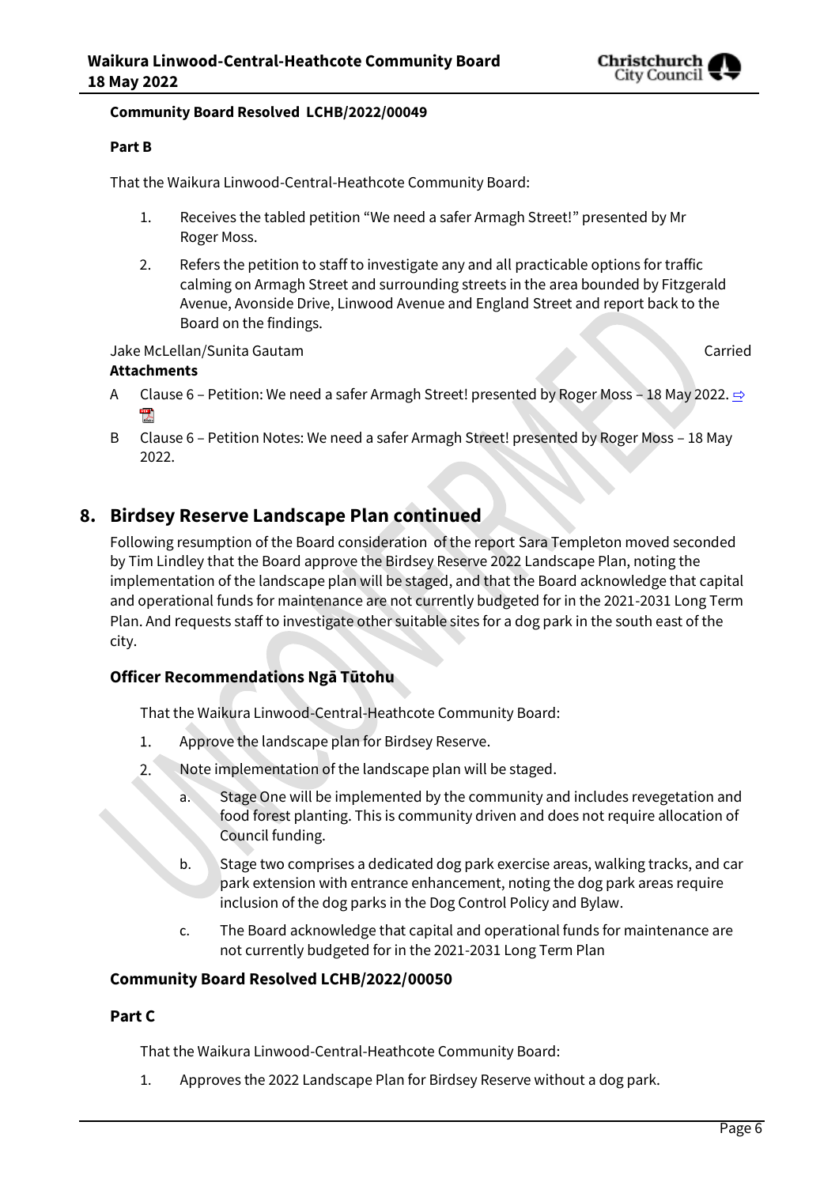**Community Board Resolved LCHB/2022/00049**

**Part B**

That the Waikura Linwood-Central-Heathcote Community Board:

1. Receives the tabled petition "We need a safer Armagh Street!" presented by Mr Roger Moss.
2. Refers the petition to staff to investigate any and all practicable options for traffic calming on Armagh Street and surrounding streets in the area bounded by Fitzgerald Avenue, Avonside Drive, Linwood Avenue and England Street and report back to the Board on the findings.

Jake McLellan/Sunita Gautam — Carried

**Attachments**

A Clause 6 – Petition: We need a safer Armagh Street! presented by Roger Moss – 18 May 2022.

B Clause 6 – Petition Notes: We need a safer Armagh Street! presented by Roger Moss – 18 May 2022.

## 8. Birdsey Reserve Landscape Plan continued

Following resumption of the Board consideration of the report Sara Templeton moved seconded by Tim Lindley that the Board approve the Birdsey Reserve 2022 Landscape Plan, noting the implementation of the landscape plan will be staged, and that the Board acknowledge that capital and operational funds for maintenance are not currently budgeted for in the 2021-2031 Long Term Plan. And requests staff to investigate other suitable sites for a dog park in the south east of the city.

### Officer Recommendations Ngā Tūtohu

That the Waikura Linwood-Central-Heathcote Community Board:

1. Approve the landscape plan for Birdsey Reserve.
2. Note implementation of the landscape plan will be staged.
   a. Stage One will be implemented by the community and includes revegetation and food forest planting. This is community driven and does not require allocation of Council funding.
   b. Stage two comprises a dedicated dog park exercise areas, walking tracks, and car park extension with entrance enhancement, noting the dog park areas require inclusion of the dog parks in the Dog Control Policy and Bylaw.
   c. The Board acknowledge that capital and operational funds for maintenance are not currently budgeted for in the 2021-2031 Long Term Plan

### Community Board Resolved LCHB/2022/00050

**Part C**

That the Waikura Linwood-Central-Heathcote Community Board:

1. Approves the 2022 Landscape Plan for Birdsey Reserve without a dog park.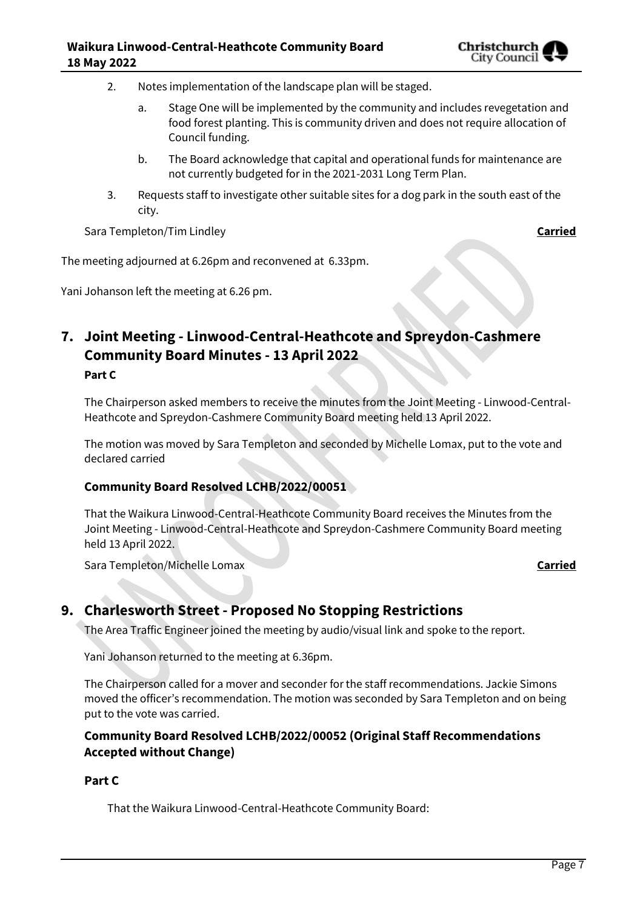2. Notes implementation of the landscape plan will be staged.

    a. Stage One will be implemented by the community and includes revegetation and food forest planting. This is community driven and does not require allocation of Council funding.

    b. The Board acknowledge that capital and operational funds for maintenance are not currently budgeted for in the 2021-2031 Long Term Plan.

3. Requests staff to investigate other suitable sites for a dog park in the south east of the city.

Sara Templeton/Tim Lindley **Carried**

The meeting adjourned at 6.26pm and reconvened at 6.33pm.

Yani Johanson left the meeting at 6.26 pm.

# 7. Joint Meeting - Linwood-Central-Heathcote and Spreydon-Cashmere Community Board Minutes - 13 April 2022

**Part C**

The Chairperson asked members to receive the minutes from the Joint Meeting - Linwood-Central-Heathcote and Spreydon-Cashmere Community Board meeting held 13 April 2022.

The motion was moved by Sara Templeton and seconded by Michelle Lomax, put to the vote and declared carried

### Community Board Resolved LCHB/2022/00051

That the Waikura Linwood-Central-Heathcote Community Board receives the Minutes from the Joint Meeting - Linwood-Central-Heathcote and Spreydon-Cashmere Community Board meeting held 13 April 2022.

Sara Templeton/Michelle Lomax **Carried**

# 9. Charlesworth Street - Proposed No Stopping Restrictions

The Area Traffic Engineer joined the meeting by audio/visual link and spoke to the report.

Yani Johanson returned to the meeting at 6.36pm.

The Chairperson called for a mover and seconder for the staff recommendations. Jackie Simons moved the officer's recommendation. The motion was seconded by Sara Templeton and on being put to the vote was carried.

### Community Board Resolved LCHB/2022/00052 (Original Staff Recommendations Accepted without Change)

**Part C**

That the Waikura Linwood-Central-Heathcote Community Board: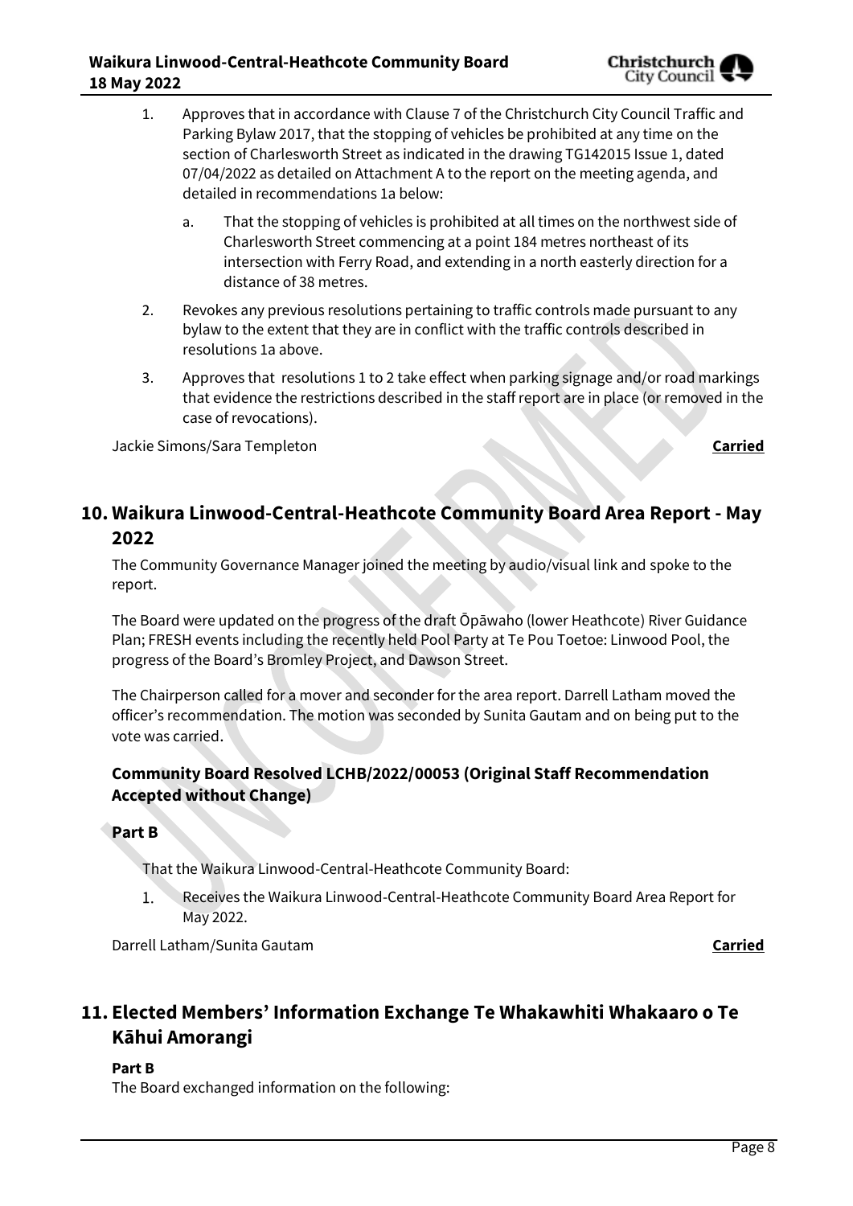1. Approves that in accordance with Clause 7 of the Christchurch City Council Traffic and Parking Bylaw 2017, that the stopping of vehicles be prohibited at any time on the section of Charlesworth Street as indicated in the drawing TG142015 Issue 1, dated 07/04/2022 as detailed on Attachment A to the report on the meeting agenda, and detailed in recommendations 1a below:

   a. That the stopping of vehicles is prohibited at all times on the northwest side of Charlesworth Street commencing at a point 184 metres northeast of its intersection with Ferry Road, and extending in a north easterly direction for a distance of 38 metres.

2. Revokes any previous resolutions pertaining to traffic controls made pursuant to any bylaw to the extent that they are in conflict with the traffic controls described in resolutions 1a above.

3. Approves that resolutions 1 to 2 take effect when parking signage and/or road markings that evidence the restrictions described in the staff report are in place (or removed in the case of revocations).

Jackie Simons/Sara Templeton **Carried**

## 10. Waikura Linwood-Central-Heathcote Community Board Area Report - May 2022

The Community Governance Manager joined the meeting by audio/visual link and spoke to the report.

The Board were updated on the progress of the draft Ōpāwaho (lower Heathcote) River Guidance Plan; FRESH events including the recently held Pool Party at Te Pou Toetoe: Linwood Pool, the progress of the Board's Bromley Project, and Dawson Street.

The Chairperson called for a mover and seconder for the area report. Darrell Latham moved the officer's recommendation. The motion was seconded by Sunita Gautam and on being put to the vote was carried.

### Community Board Resolved LCHB/2022/00053 (Original Staff Recommendation Accepted without Change)

**Part B**

That the Waikura Linwood-Central-Heathcote Community Board:

1. Receives the Waikura Linwood-Central-Heathcote Community Board Area Report for May 2022.

Darrell Latham/Sunita Gautam **Carried**

## 11. Elected Members' Information Exchange Te Whakawhiti Whakaaro o Te Kāhui Amorangi

**Part B**

The Board exchanged information on the following: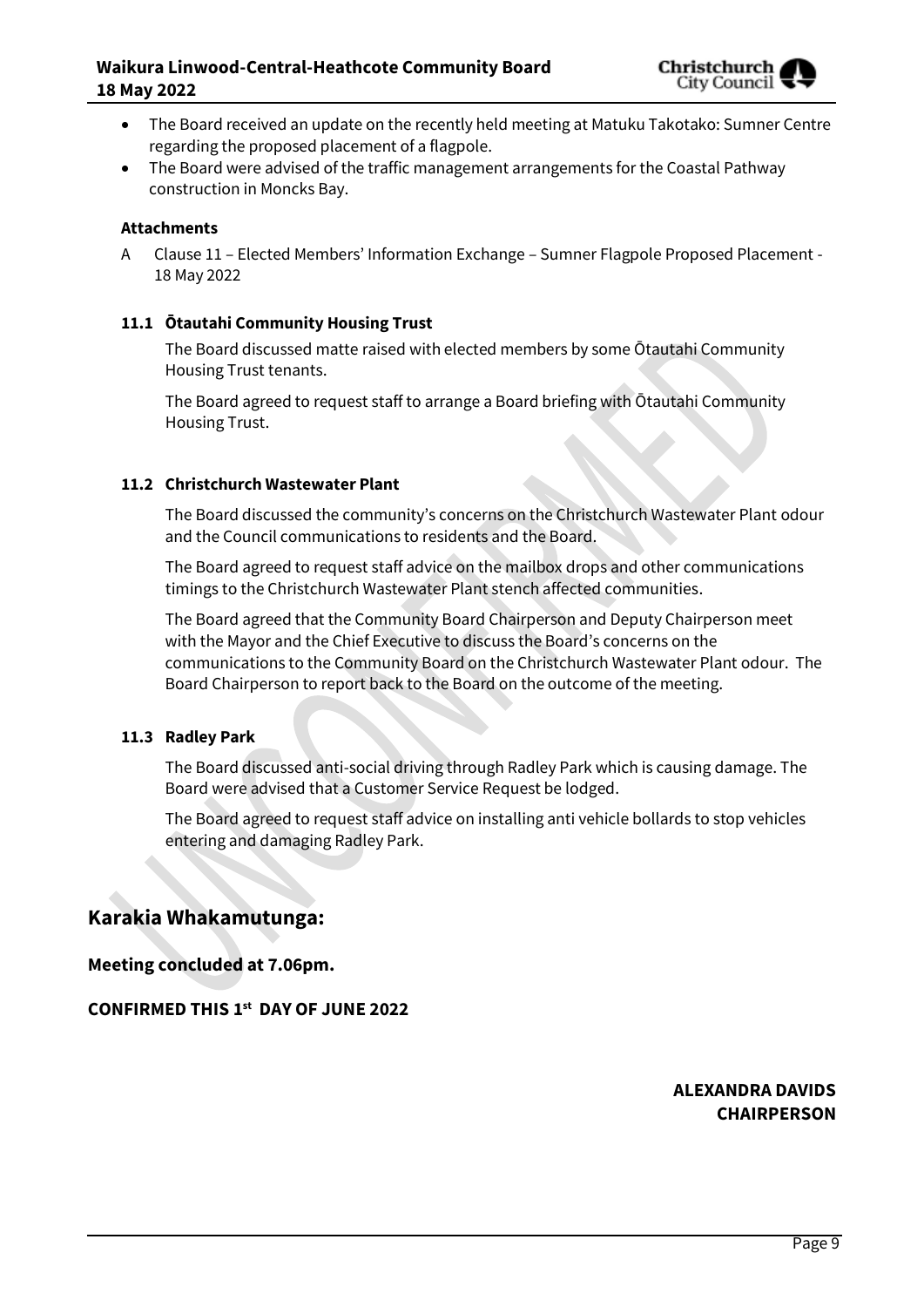- The Board received an update on the recently held meeting at Matuku Takotako: Sumner Centre regarding the proposed placement of a flagpole.
- The Board were advised of the traffic management arrangements for the Coastal Pathway construction in Moncks Bay.

**Attachments**

A Clause 11 – Elected Members' Information Exchange – Sumner Flagpole Proposed Placement - 18 May 2022

### 11.1 Ōtautahi Community Housing Trust

The Board discussed matte raised with elected members by some Ōtautahi Community Housing Trust tenants.

The Board agreed to request staff to arrange a Board briefing with Ōtautahi Community Housing Trust.

### 11.2 Christchurch Wastewater Plant

The Board discussed the community's concerns on the Christchurch Wastewater Plant odour and the Council communications to residents and the Board.

The Board agreed to request staff advice on the mailbox drops and other communications timings to the Christchurch Wastewater Plant stench affected communities.

The Board agreed that the Community Board Chairperson and Deputy Chairperson meet with the Mayor and the Chief Executive to discuss the Board's concerns on the communications to the Community Board on the Christchurch Wastewater Plant odour. The Board Chairperson to report back to the Board on the outcome of the meeting.

### 11.3 Radley Park

The Board discussed anti-social driving through Radley Park which is causing damage. The Board were advised that a Customer Service Request be lodged.

The Board agreed to request staff advice on installing anti vehicle bollards to stop vehicles entering and damaging Radley Park.

## Karakia Whakamutunga:

**Meeting concluded at 7.06pm.**

**CONFIRMED THIS 1st DAY OF JUNE 2022**

**ALEXANDRA DAVIDS**
**CHAIRPERSON**